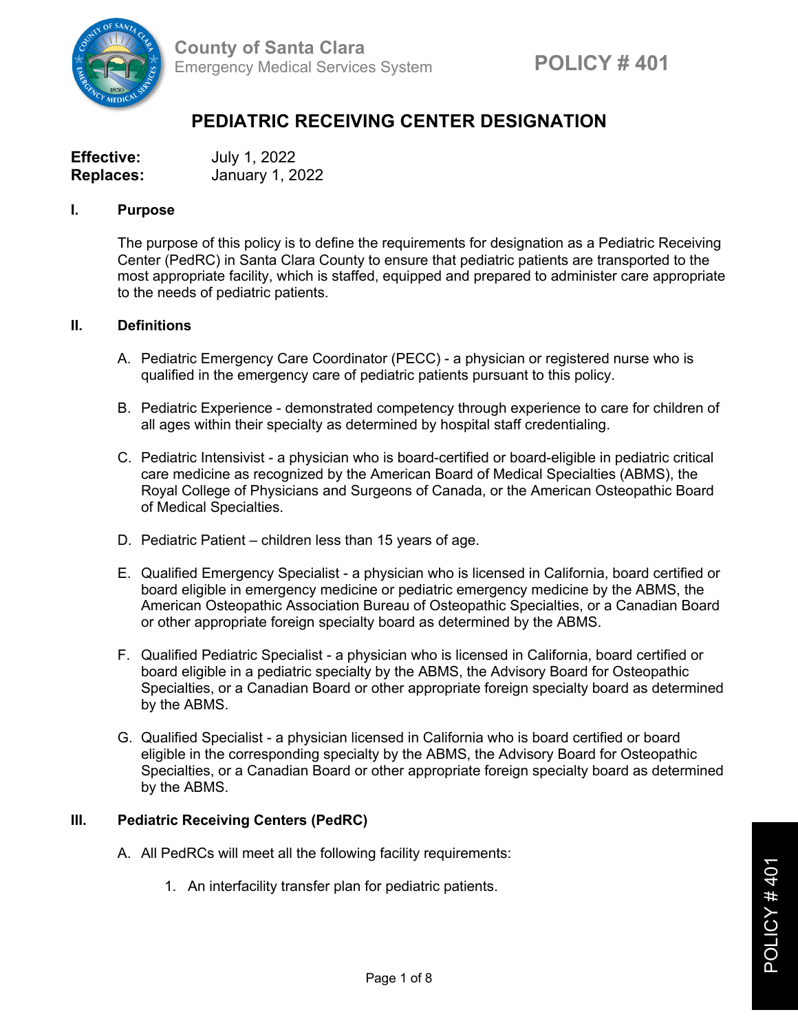County of Santa Clara
Emergency Medical Services System

**POLICY # 401**

# PEDIATRIC RECEIVING CENTER DESIGNATION

**Effective:** July 1, 2022
**Replaces:** January 1, 2022

## I. Purpose

The purpose of this policy is to define the requirements for designation as a Pediatric Receiving Center (PedRC) in Santa Clara County to ensure that pediatric patients are transported to the most appropriate facility, which is staffed, equipped and prepared to administer care appropriate to the needs of pediatric patients.

## II. Definitions

A. Pediatric Emergency Care Coordinator (PECC) - a physician or registered nurse who is qualified in the emergency care of pediatric patients pursuant to this policy.

B. Pediatric Experience - demonstrated competency through experience to care for children of all ages within their specialty as determined by hospital staff credentialing.

C. Pediatric Intensivist - a physician who is board-certified or board-eligible in pediatric critical care medicine as recognized by the American Board of Medical Specialties (ABMS), the Royal College of Physicians and Surgeons of Canada, or the American Osteopathic Board of Medical Specialties.

D. Pediatric Patient – children less than 15 years of age.

E. Qualified Emergency Specialist - a physician who is licensed in California, board certified or board eligible in emergency medicine or pediatric emergency medicine by the ABMS, the American Osteopathic Association Bureau of Osteopathic Specialties, or a Canadian Board or other appropriate foreign specialty board as determined by the ABMS.

F. Qualified Pediatric Specialist - a physician who is licensed in California, board certified or board eligible in a pediatric specialty by the ABMS, the Advisory Board for Osteopathic Specialties, or a Canadian Board or other appropriate foreign specialty board as determined by the ABMS.

G. Qualified Specialist - a physician licensed in California who is board certified or board eligible in the corresponding specialty by the ABMS, the Advisory Board for Osteopathic Specialties, or a Canadian Board or other appropriate foreign specialty board as determined by the ABMS.

## III. Pediatric Receiving Centers (PedRC)

A. All PedRCs will meet all the following facility requirements:

1. An interfacility transfer plan for pediatric patients.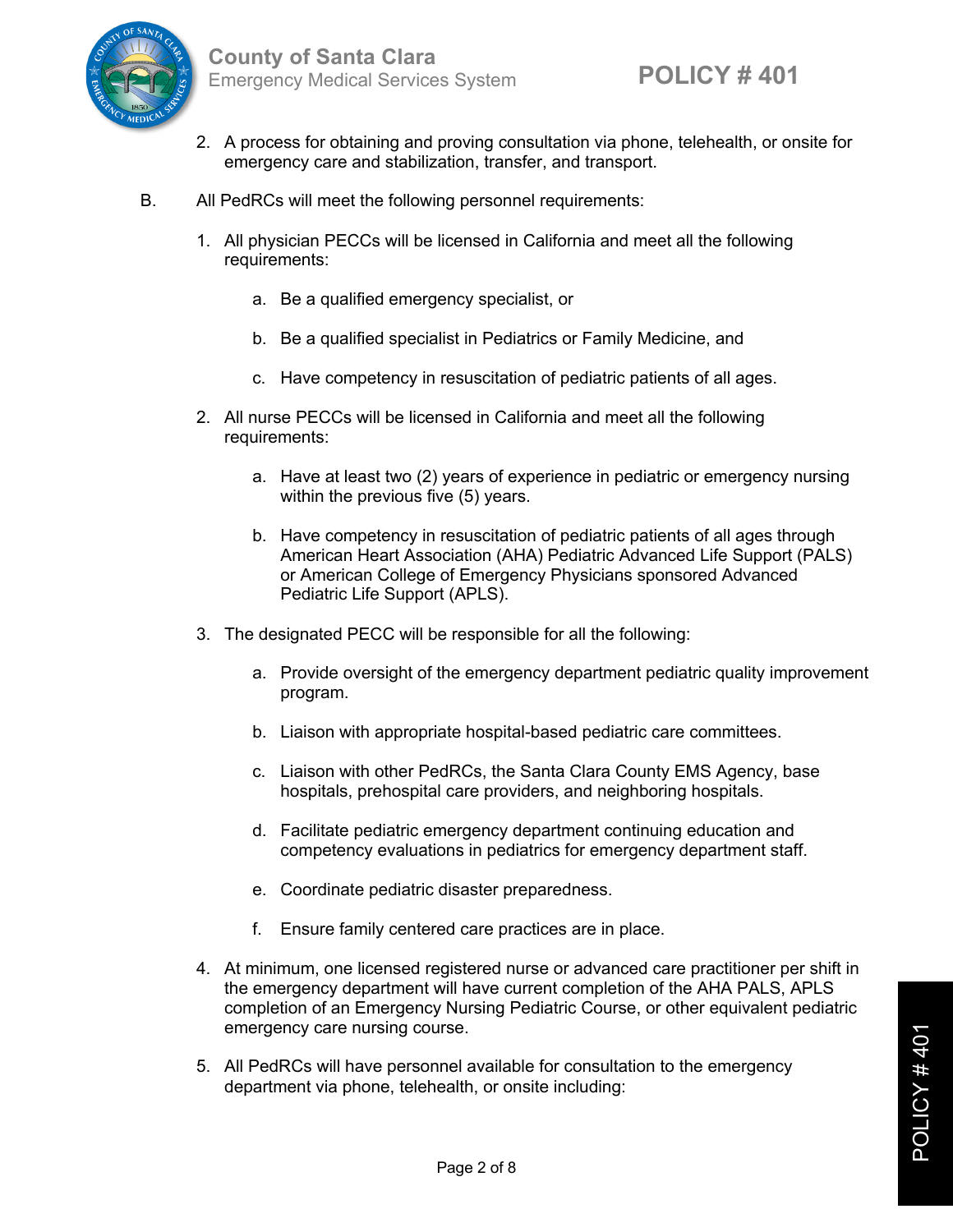2. A process for obtaining and proving consultation via phone, telehealth, or onsite for emergency care and stabilization, transfer, and transport.

B. All PedRCs will meet the following personnel requirements:

1. All physician PECCs will be licensed in California and meet all the following requirements:

   a. Be a qualified emergency specialist, or

   b. Be a qualified specialist in Pediatrics or Family Medicine, and

   c. Have competency in resuscitation of pediatric patients of all ages.

2. All nurse PECCs will be licensed in California and meet all the following requirements:

   a. Have at least two (2) years of experience in pediatric or emergency nursing within the previous five (5) years.

   b. Have competency in resuscitation of pediatric patients of all ages through American Heart Association (AHA) Pediatric Advanced Life Support (PALS) or American College of Emergency Physicians sponsored Advanced Pediatric Life Support (APLS).

3. The designated PECC will be responsible for all the following:

   a. Provide oversight of the emergency department pediatric quality improvement program.

   b. Liaison with appropriate hospital-based pediatric care committees.

   c. Liaison with other PedRCs, the Santa Clara County EMS Agency, base hospitals, prehospital care providers, and neighboring hospitals.

   d. Facilitate pediatric emergency department continuing education and competency evaluations in pediatrics for emergency department staff.

   e. Coordinate pediatric disaster preparedness.

   f. Ensure family centered care practices are in place.

4. At minimum, one licensed registered nurse or advanced care practitioner per shift in the emergency department will have current completion of the AHA PALS, APLS completion of an Emergency Nursing Pediatric Course, or other equivalent pediatric emergency care nursing course.

5. All PedRCs will have personnel available for consultation to the emergency department via phone, telehealth, or onsite including: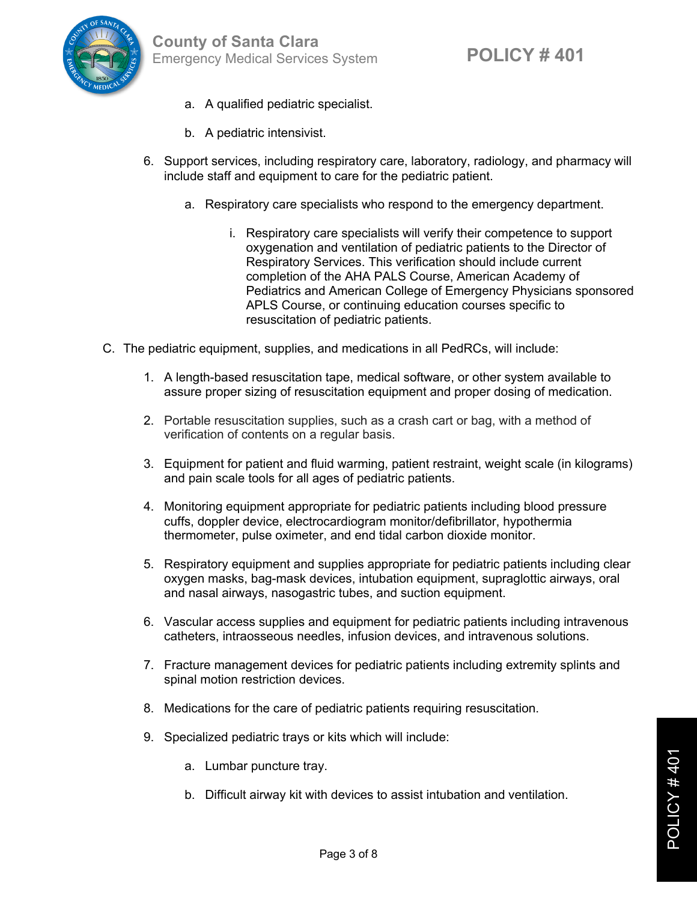a. A qualified pediatric specialist.

   b. A pediatric intensivist.

6. Support services, including respiratory care, laboratory, radiology, and pharmacy will include staff and equipment to care for the pediatric patient.

   a. Respiratory care specialists who respond to the emergency department.

      i. Respiratory care specialists will verify their competence to support oxygenation and ventilation of pediatric patients to the Director of Respiratory Services. This verification should include current completion of the AHA PALS Course, American Academy of Pediatrics and American College of Emergency Physicians sponsored APLS Course, or continuing education courses specific to resuscitation of pediatric patients.

C. The pediatric equipment, supplies, and medications in all PedRCs, will include:

1. A length-based resuscitation tape, medical software, or other system available to assure proper sizing of resuscitation equipment and proper dosing of medication.

2. Portable resuscitation supplies, such as a crash cart or bag, with a method of verification of contents on a regular basis.

3. Equipment for patient and fluid warming, patient restraint, weight scale (in kilograms) and pain scale tools for all ages of pediatric patients.

4. Monitoring equipment appropriate for pediatric patients including blood pressure cuffs, doppler device, electrocardiogram monitor/defibrillator, hypothermia thermometer, pulse oximeter, and end tidal carbon dioxide monitor.

5. Respiratory equipment and supplies appropriate for pediatric patients including clear oxygen masks, bag-mask devices, intubation equipment, supraglottic airways, oral and nasal airways, nasogastric tubes, and suction equipment.

6. Vascular access supplies and equipment for pediatric patients including intravenous catheters, intraosseous needles, infusion devices, and intravenous solutions.

7. Fracture management devices for pediatric patients including extremity splints and spinal motion restriction devices.

8. Medications for the care of pediatric patients requiring resuscitation.

9. Specialized pediatric trays or kits which will include:

   a. Lumbar puncture tray.

   b. Difficult airway kit with devices to assist intubation and ventilation.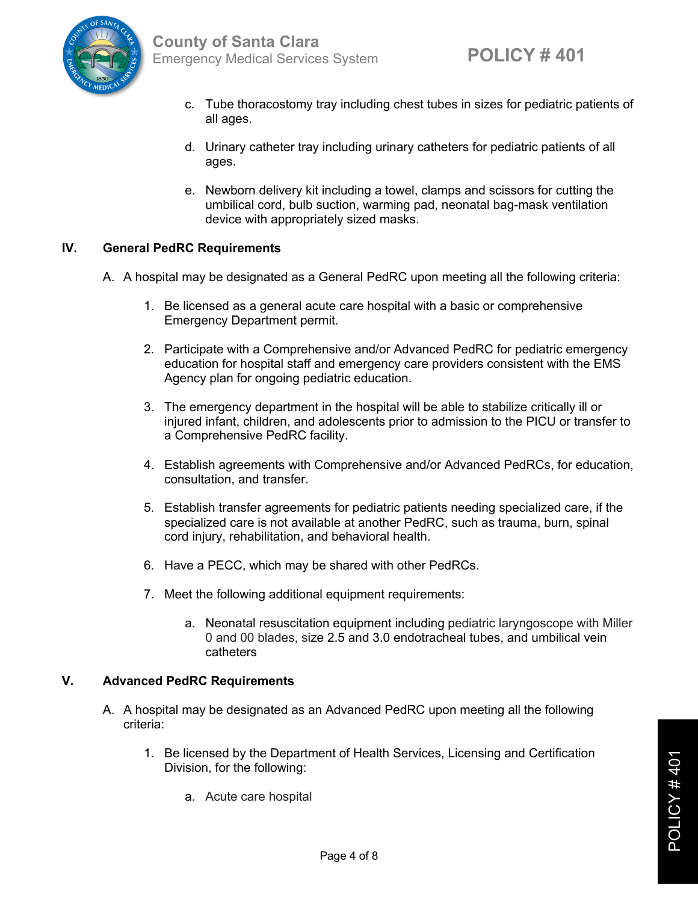c. Tube thoracostomy tray including chest tubes in sizes for pediatric patients of all ages.

d. Urinary catheter tray including urinary catheters for pediatric patients of all ages.

e. Newborn delivery kit including a towel, clamps and scissors for cutting the umbilical cord, bulb suction, warming pad, neonatal bag-mask ventilation device with appropriately sized masks.

## IV. General PedRC Requirements

A. A hospital may be designated as a General PedRC upon meeting all the following criteria:

1. Be licensed as a general acute care hospital with a basic or comprehensive Emergency Department permit.

2. Participate with a Comprehensive and/or Advanced PedRC for pediatric emergency education for hospital staff and emergency care providers consistent with the EMS Agency plan for ongoing pediatric education.

3. The emergency department in the hospital will be able to stabilize critically ill or injured infant, children, and adolescents prior to admission to the PICU or transfer to a Comprehensive PedRC facility.

4. Establish agreements with Comprehensive and/or Advanced PedRCs, for education, consultation, and transfer.

5. Establish transfer agreements for pediatric patients needing specialized care, if the specialized care is not available at another PedRC, such as trauma, burn, spinal cord injury, rehabilitation, and behavioral health.

6. Have a PECC, which may be shared with other PedRCs.

7. Meet the following additional equipment requirements:

   a. Neonatal resuscitation equipment including pediatric laryngoscope with Miller 0 and 00 blades, size 2.5 and 3.0 endotracheal tubes, and umbilical vein catheters

## V. Advanced PedRC Requirements

A. A hospital may be designated as an Advanced PedRC upon meeting all the following criteria:

1. Be licensed by the Department of Health Services, Licensing and Certification Division, for the following:

   a. Acute care hospital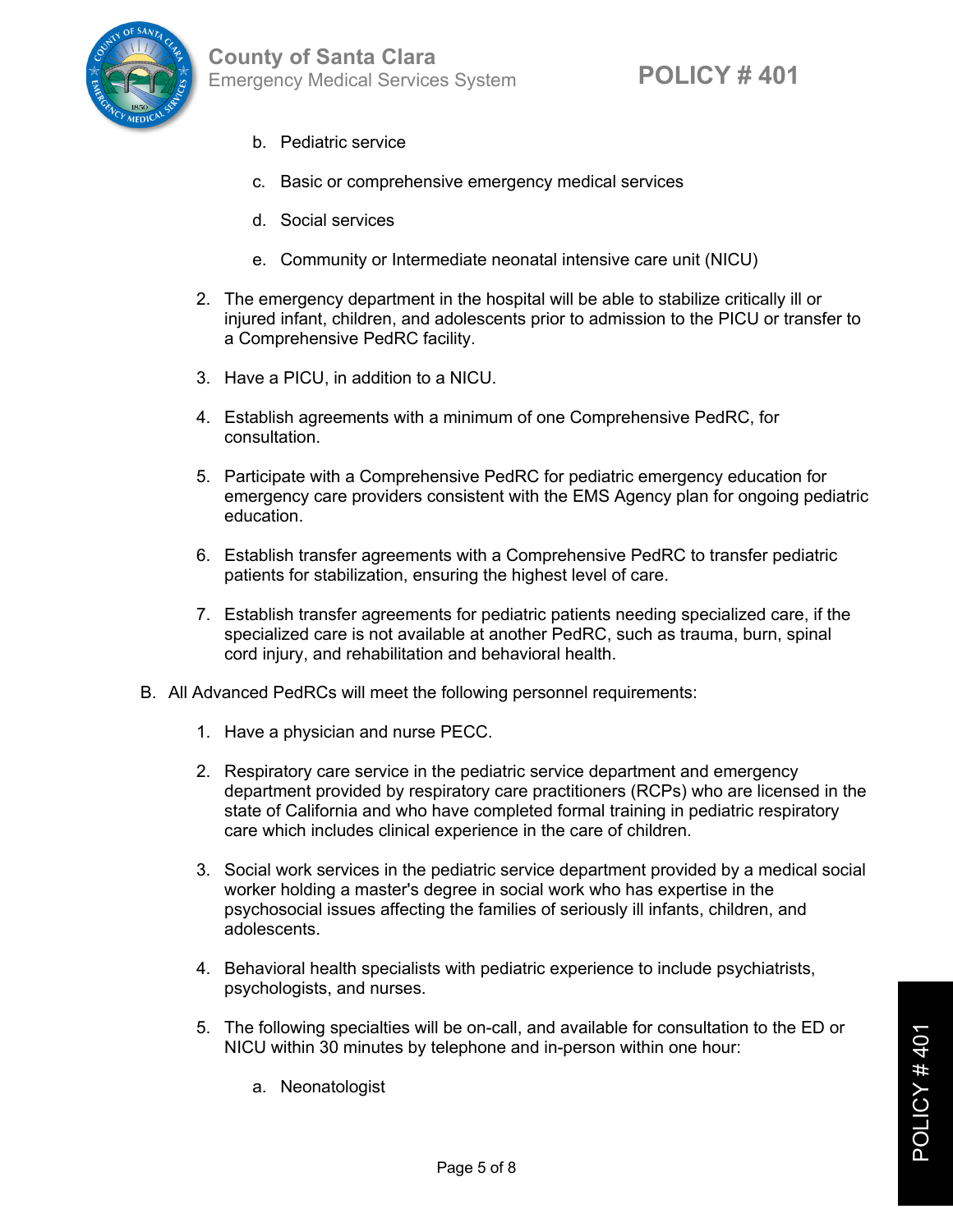b. Pediatric service

   c. Basic or comprehensive emergency medical services

   d. Social services

   e. Community or Intermediate neonatal intensive care unit (NICU)

2. The emergency department in the hospital will be able to stabilize critically ill or injured infant, children, and adolescents prior to admission to the PICU or transfer to a Comprehensive PedRC facility.

3. Have a PICU, in addition to a NICU.

4. Establish agreements with a minimum of one Comprehensive PedRC, for consultation.

5. Participate with a Comprehensive PedRC for pediatric emergency education for emergency care providers consistent with the EMS Agency plan for ongoing pediatric education.

6. Establish transfer agreements with a Comprehensive PedRC to transfer pediatric patients for stabilization, ensuring the highest level of care.

7. Establish transfer agreements for pediatric patients needing specialized care, if the specialized care is not available at another PedRC, such as trauma, burn, spinal cord injury, and rehabilitation and behavioral health.

B. All Advanced PedRCs will meet the following personnel requirements:

1. Have a physician and nurse PECC.

2. Respiratory care service in the pediatric service department and emergency department provided by respiratory care practitioners (RCPs) who are licensed in the state of California and who have completed formal training in pediatric respiratory care which includes clinical experience in the care of children.

3. Social work services in the pediatric service department provided by a medical social worker holding a master's degree in social work who has expertise in the psychosocial issues affecting the families of seriously ill infants, children, and adolescents.

4. Behavioral health specialists with pediatric experience to include psychiatrists, psychologists, and nurses.

5. The following specialties will be on-call, and available for consultation to the ED or NICU within 30 minutes by telephone and in-person within one hour:

   a. Neonatologist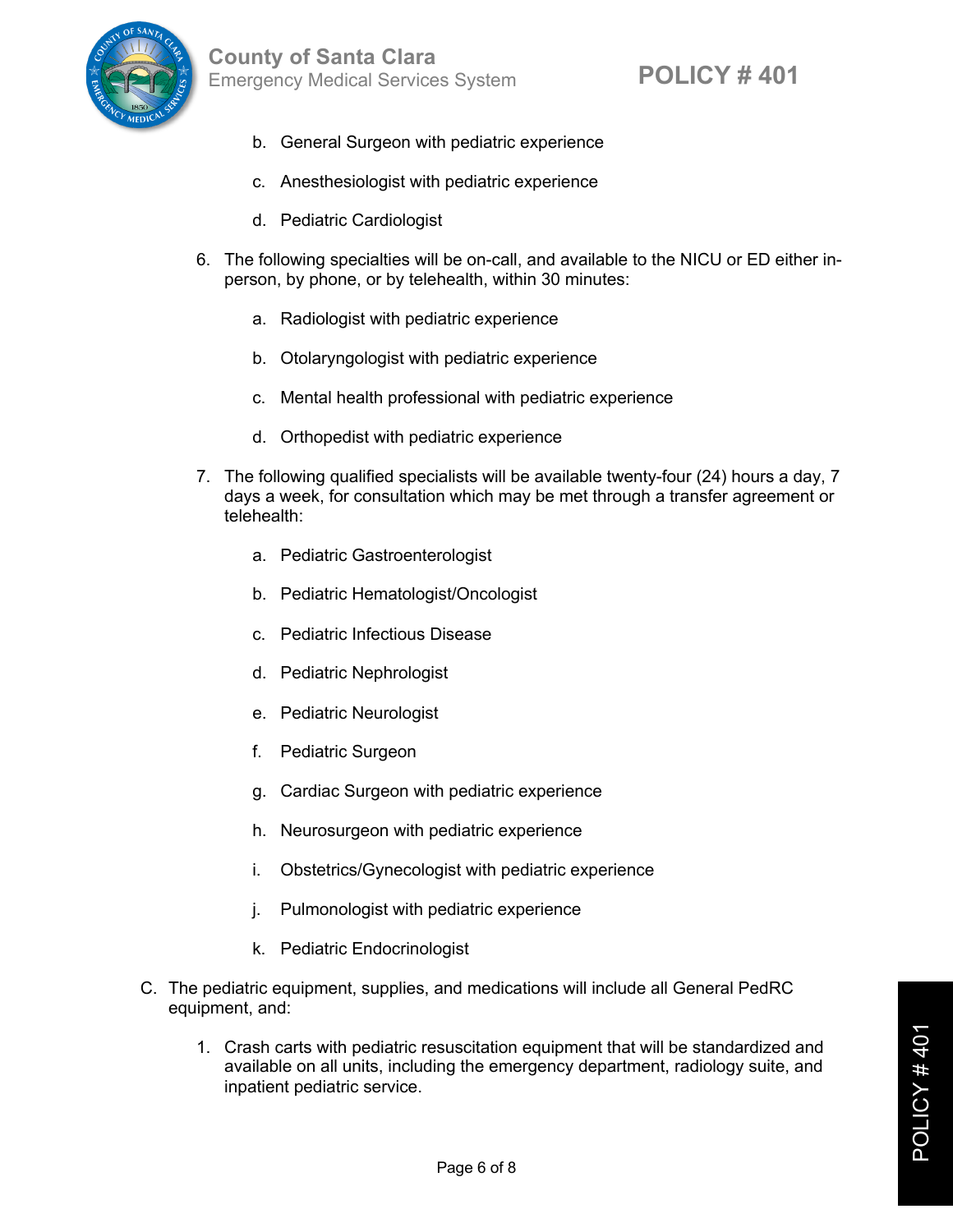b. General Surgeon with pediatric experience

c. Anesthesiologist with pediatric experience

d. Pediatric Cardiologist

6. The following specialties will be on-call, and available to the NICU or ED either in-person, by phone, or by telehealth, within 30 minutes:

    a. Radiologist with pediatric experience

    b. Otolaryngologist with pediatric experience

    c. Mental health professional with pediatric experience

    d. Orthopedist with pediatric experience

7. The following qualified specialists will be available twenty-four (24) hours a day, 7 days a week, for consultation which may be met through a transfer agreement or telehealth:

    a. Pediatric Gastroenterologist

    b. Pediatric Hematologist/Oncologist

    c. Pediatric Infectious Disease

    d. Pediatric Nephrologist

    e. Pediatric Neurologist

    f. Pediatric Surgeon

    g. Cardiac Surgeon with pediatric experience

    h. Neurosurgeon with pediatric experience

    i. Obstetrics/Gynecologist with pediatric experience

    j. Pulmonologist with pediatric experience

    k. Pediatric Endocrinologist

C. The pediatric equipment, supplies, and medications will include all General PedRC equipment, and:

    1. Crash carts with pediatric resuscitation equipment that will be standardized and available on all units, including the emergency department, radiology suite, and inpatient pediatric service.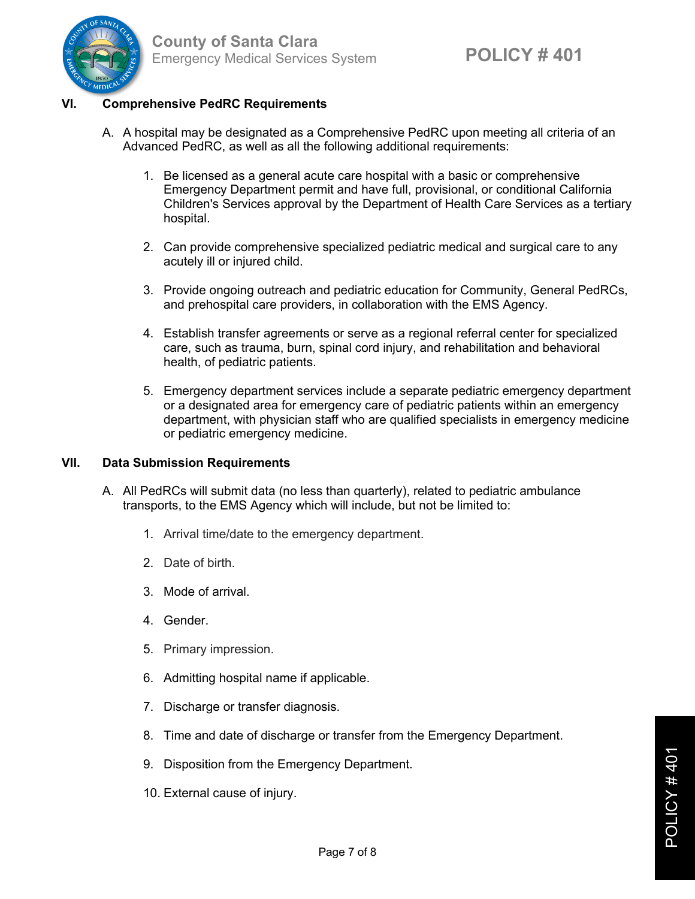## VI. Comprehensive PedRC Requirements

A. A hospital may be designated as a Comprehensive PedRC upon meeting all criteria of an Advanced PedRC, as well as all the following additional requirements:

1. Be licensed as a general acute care hospital with a basic or comprehensive Emergency Department permit and have full, provisional, or conditional California Children's Services approval by the Department of Health Care Services as a tertiary hospital.

2. Can provide comprehensive specialized pediatric medical and surgical care to any acutely ill or injured child.

3. Provide ongoing outreach and pediatric education for Community, General PedRCs, and prehospital care providers, in collaboration with the EMS Agency.

4. Establish transfer agreements or serve as a regional referral center for specialized care, such as trauma, burn, spinal cord injury, and rehabilitation and behavioral health, of pediatric patients.

5. Emergency department services include a separate pediatric emergency department or a designated area for emergency care of pediatric patients within an emergency department, with physician staff who are qualified specialists in emergency medicine or pediatric emergency medicine.

## VII. Data Submission Requirements

A. All PedRCs will submit data (no less than quarterly), related to pediatric ambulance transports, to the EMS Agency which will include, but not be limited to:

1. Arrival time/date to the emergency department.

2. Date of birth.

3. Mode of arrival.

4. Gender.

5. Primary impression.

6. Admitting hospital name if applicable.

7. Discharge or transfer diagnosis.

8. Time and date of discharge or transfer from the Emergency Department.

9. Disposition from the Emergency Department.

10. External cause of injury.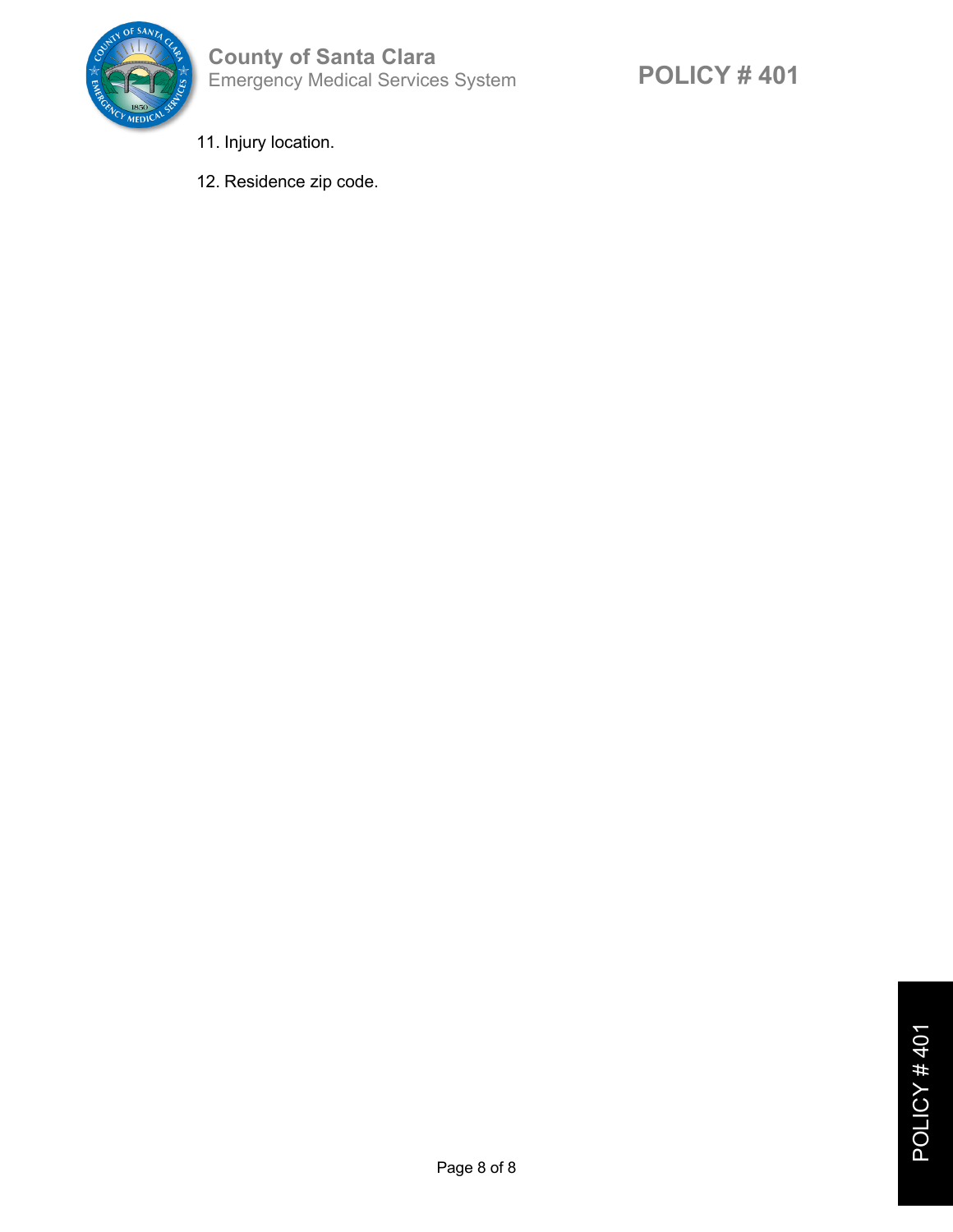11. Injury location.
12. Residence zip code.